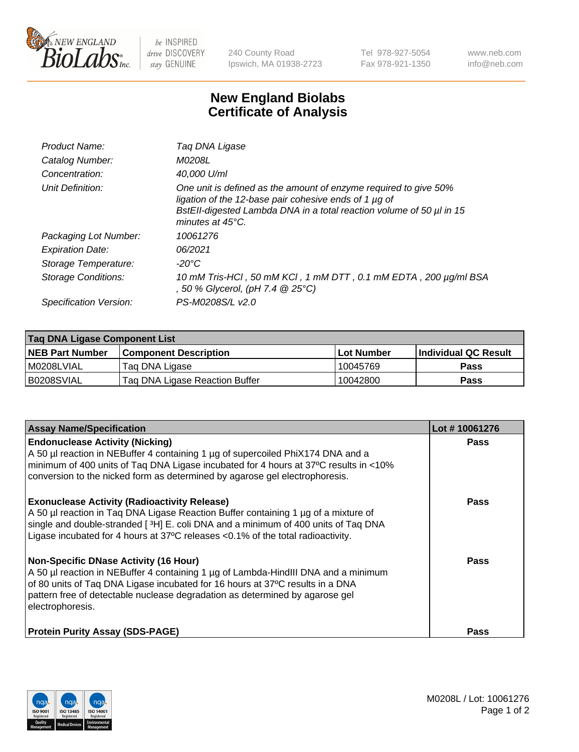# New England Biolabs Certificate of Analysis

| | |
|---|---|
| *Product Name:* | *Taq DNA Ligase* |
| *Catalog Number:* | *M0208L* |
| *Concentration:* | *40,000 U/ml* |
| *Unit Definition:* | *One unit is defined as the amount of enzyme required to give 50% ligation of the 12-base pair cohesive ends of 1 µg of BstEII-digested Lambda DNA in a total reaction volume of 50 µl in 15 minutes at 45°C.* |
| *Packaging Lot Number:* | *10061276* |
| *Expiration Date:* | *06/2021* |
| *Storage Temperature:* | *-20°C* |
| *Storage Conditions:* | *10 mM Tris-HCl , 50 mM KCl , 1 mM DTT , 0.1 mM EDTA , 200 µg/ml BSA , 50 % Glycerol, (pH 7.4 @ 25°C)* |
| *Specification Version:* | *PS-M0208S/L v2.0* |

**Taq DNA Ligase Component List**

| NEB Part Number | Component Description | Lot Number | Individual QC Result |
|---|---|---|---|
| M0208LVIAL | Taq DNA Ligase | 10045769 | **Pass** |
| B0208SVIAL | Taq DNA Ligase Reaction Buffer | 10042800 | **Pass** |

| Assay Name/Specification | Lot # 10061276 |
|---|---|
| **Endonuclease Activity (Nicking)**<br>A 50 µl reaction in NEBuffer 4 containing 1 µg of supercoiled PhiX174 DNA and a minimum of 400 units of Taq DNA Ligase incubated for 4 hours at 37ºC results in <10% conversion to the nicked form as determined by agarose gel electrophoresis. | **Pass** |
| **Exonuclease Activity (Radioactivity Release)**<br>A 50 µl reaction in Taq DNA Ligase Reaction Buffer containing 1 µg of a mixture of single and double-stranded [ $^3$H] E. coli DNA and a minimum of 400 units of Taq DNA Ligase incubated for 4 hours at 37ºC releases <0.1% of the total radioactivity. | **Pass** |
| **Non-Specific DNase Activity (16 Hour)**<br>A 50 µl reaction in NEBuffer 4 containing 1 µg of Lambda-HindIII DNA and a minimum of 80 units of Taq DNA Ligase incubated for 16 hours at 37ºC results in a DNA pattern free of detectable nuclease degradation as determined by agarose gel electrophoresis. | **Pass** |
| **Protein Purity Assay (SDS-PAGE)** | **Pass** |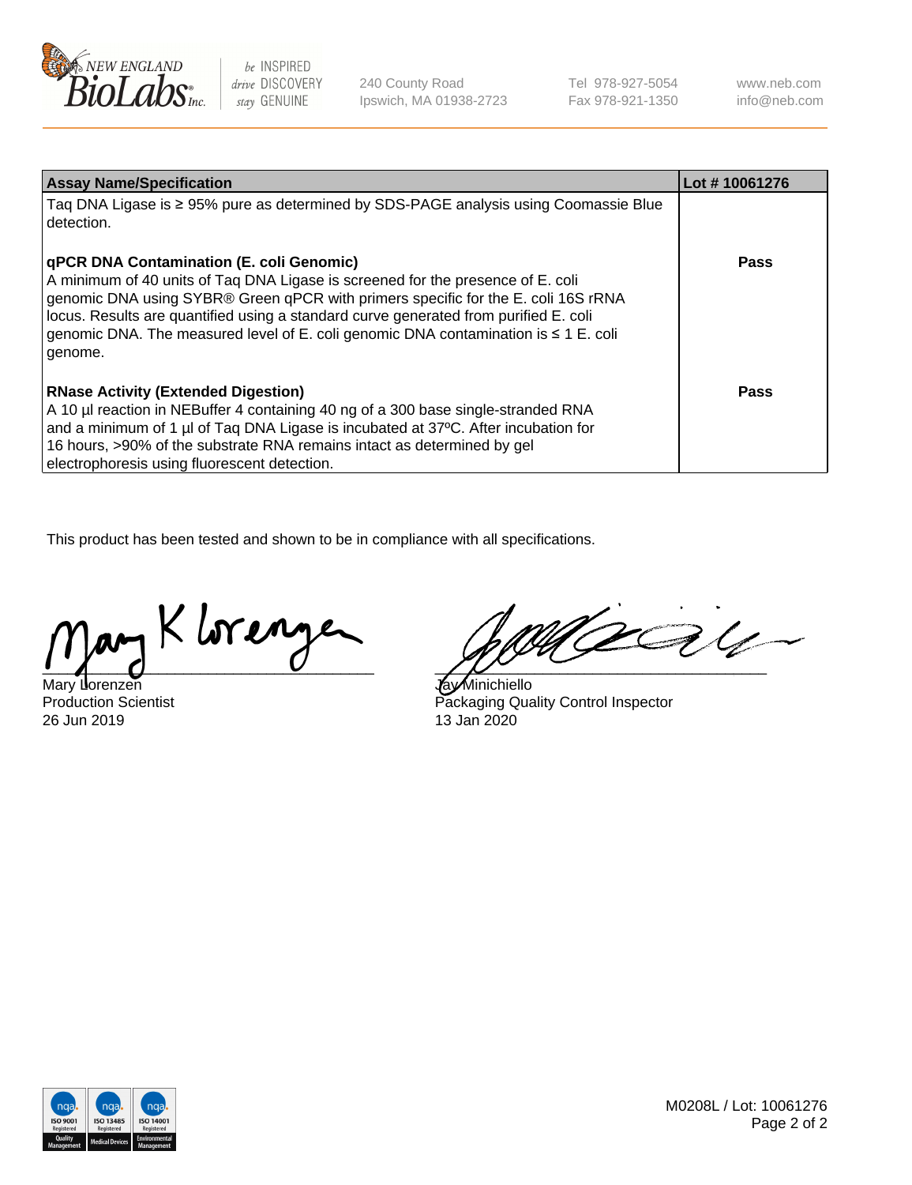| Assay Name/Specification | Lot # 10061276 |
|---|---|
| Taq DNA Ligase is ≥ 95% pure as determined by SDS-PAGE analysis using Coomassie Blue detection. | |
| **qPCR DNA Contamination (E. coli Genomic)** A minimum of 40 units of Taq DNA Ligase is screened for the presence of E. coli genomic DNA using SYBR® Green qPCR with primers specific for the E. coli 16S rRNA locus. Results are quantified using a standard curve generated from purified E. coli genomic DNA. The measured level of E. coli genomic DNA contamination is ≤ 1 E. coli genome. | **Pass** |
| **RNase Activity (Extended Digestion)** A 10 µl reaction in NEBuffer 4 containing 40 ng of a 300 base single-stranded RNA and a minimum of 1 µl of Taq DNA Ligase is incubated at 37ºC. After incubation for 16 hours, >90% of the substrate RNA remains intact as determined by gel electrophoresis using fluorescent detection. | **Pass** |

This product has been tested and shown to be in compliance with all specifications.

Mary Lorenzen
Production Scientist
26 Jun 2019

Jay Minichiello
Packaging Quality Control Inspector
13 Jan 2020

M0208L / Lot: 10061276